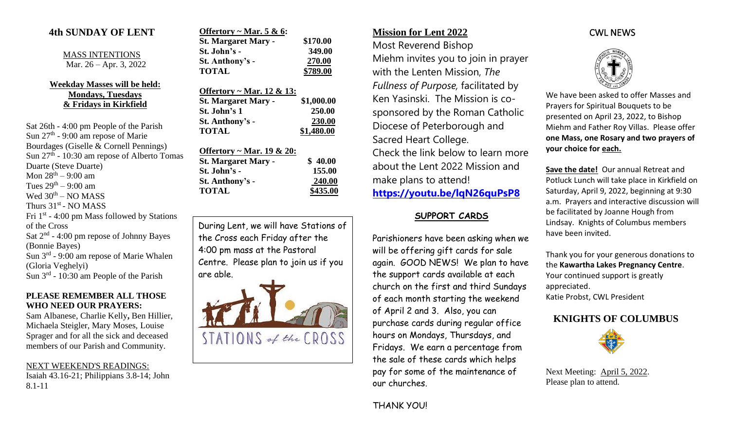## 4th SUNDAY OF LENT

MASS INTENTIONS
Mar. 26 – Apr. 3, 2022

**Weekday Masses will be held: Mondays, Tuesdays & Fridays in Kirkfield**

Sat 26th - 4:00 pm People of the Parish
Sun 27th - 9:00 am repose of Marie Bourdages (Giselle & Cornell Pennings)
Sun 27th - 10:30 am repose of Alberto Tomas Duarte (Steve Duarte)
Mon 28th – 9:00 am
Tues 29th – 9:00 am
Wed 30th – NO MASS
Thurs 31st - NO MASS
Fri 1st - 4:00 pm Mass followed by Stations of the Cross
Sat 2nd - 4:00 pm repose of Johnny Bayes (Bonnie Bayes)
Sun 3rd - 9:00 am repose of Marie Whalen (Gloria Veghelyi)
Sun 3rd - 10:30 am People of the Parish

**PLEASE REMEMBER ALL THOSE WHO NEED OUR PRAYERS:**
Sam Albanese, Charlie Kelly, Ben Hillier, Michaela Steigler, Mary Moses, Louise Sprager and for all the sick and deceased members of our Parish and Community.

NEXT WEEKEND'S READINGS:
Isaiah 43.16-21; Philippians 3.8-14; John 8.1-11

| **Offertory ~ Mar. 5 & 6:** | |
|---|---|
| **St. Margaret Mary -** | **$170.00** |
| **St. John's -** | **349.00** |
| **St. Anthony's -** | **270.00** |
| **TOTAL** | **$789.00** |

| **Offertory ~ Mar. 12 & 13:** | |
|---|---|
| **St. Margaret Mary -** | **$1,000.00** |
| **St. John's 1** | **250.00** |
| **St. Anthony's -** | **230.00** |
| **TOTAL** | **$1,480.00** |

| **Offertory ~ Mar. 19 & 20:** | |
|---|---|
| **St. Margaret Mary -** | **$ 40.00** |
| **St. John's -** | **155.00** |
| **St. Anthony's -** | **240.00** |
| **TOTAL** | **$435.00** |

During Lent, we will have Stations of the Cross each Friday after the 4:00 pm mass at the Pastoral Centre. Please plan to join us if you are able.

STATIONS of the CROSS

## Mission for Lent 2022

Most Reverend Bishop Miehm invites you to join in prayer with the Lenten Mission, *The Fullness of Purpose,* facilitated by Ken Yasinski. The Mission is co-sponsored by the Roman Catholic Diocese of Peterborough and Sacred Heart College.
Check the link below to learn more about the Lent 2022 Mission and make plans to attend!
**https://youtu.be/lqN26quPsP8**

### SUPPORT CARDS

Parishioners have been asking when we will be offering gift cards for sale again. GOOD NEWS! We plan to have the support cards available at each church on the first and third Sundays of each month starting the weekend of April 2 and 3. Also, you can purchase cards during regular office hours on Mondays, Thursdays, and Fridays. We earn a percentage from the sale of these cards which helps pay for some of the maintenance of our churches.

THANK YOU!

## CWL NEWS

We have been asked to offer Masses and Prayers for Spiritual Bouquets to be presented on April 23, 2022, to Bishop Miehm and Father Roy Villas. Please offer **one Mass, one Rosary and two prayers of your choice for each.**

**Save the date!** Our annual Retreat and Potluck Lunch will take place in Kirkfield on Saturday, April 9, 2022, beginning at 9:30 a.m. Prayers and interactive discussion will be facilitated by Joanne Hough from Lindsay. Knights of Columbus members have been invited.

Thank you for your generous donations to the **Kawartha Lakes Pregnancy Centre**. Your continued support is greatly appreciated.
Katie Probst, CWL President

## KNIGHTS OF COLUMBUS

Next Meeting: April 5, 2022.
Please plan to attend.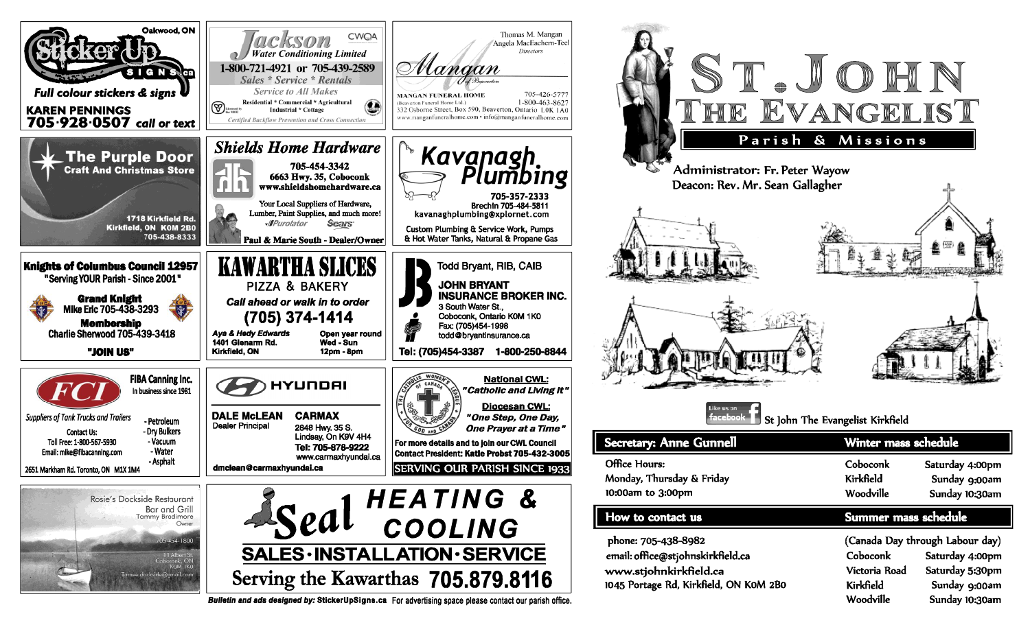Oakwood, ON

**Sticker Up SIGNS .ca**

*Full colour stickers & signs*

**KAREN PENNINGS**
**705·928·0507** *call or text*

**Jackson** CWQA
*Water Conditioning Limited*
**1-800-721-4921 or 705-439-2589**
*Sales * Service * Rentals*
*Service to All Makes*
Residential * Commercial * Agricultural
Industrial * Cottage
*Certified Backflow Prevention and Cross Connection*

Thomas M. Mangan
Angela MacEachern-Teel
*Directors*

*Mangan of Beaverton*

MANGAN FUNERAL HOME 705-426-5777
(Beaverton Funeral Home Ltd.) 1-800-463-8627
332 Osborne Street, Box 590, Beaverton, Ontario L0K 1A0
www.manganfuneralhome.com • info@manganfuneralhome.com

**The Purple Door**
**Craft And Christmas Store**
1718 Kirkfield Rd.
Kirkfield, ON K0M 2B0
705-438-8333

***Shields Home Hardware***
**705-454-3342**
**6663 Hwy. 35, Coboconk**
**www.shieldshomehardware.ca**
Your Local Suppliers of Hardware, Lumber, Paint Supplies, and much more!
Purolator Sears
**Paul & Marie South - Dealer/Owner**

**Kavanagh Plumbing**
**705-357-2333**
**Brechin 705-484-5811**
kavanaghplumbing@xplornet.com
Custom Plumbing & Service Work, Pumps & Hot Water Tanks, Natural & Propane Gas

**Knights of Columbus Council 12957**
**"Serving YOUR Parish - Since 2001"**
**Grand Knight**
**Mike Eric 705-438-3293**
**Membership**
**Charlie Sherwood 705-439-3418**
**"JOIN US"**

**KAWARTHA SLICES**
PIZZA & BAKERY
***Call ahead or walk in to order***
**(705) 374-1414**
***Aya & Hedy Edwards***
**1401 Glenarm Rd.**
**Kirkfield, ON**
**Open year round**
**Wed - Sun**
**12pm - 8pm**

Todd Bryant, RIB, CAIB
**JOHN BRYANT INSURANCE BROKER INC.**
3 South Water St.,
Coboconk, Ontario K0M 1K0
Fax: (705)454-1998
todd@bryantinsurance.ca
**Tel: (705)454-3387 1-800-250-8844**

**FCI**
**FIBA Canning Inc.**
In business since 1981
*Suppliers of Tank Trucks and Trailers*
Contact Us:
Toll Free: 1-800-567-5930
Email: mike@fibacanning.com
- Petroleum
- Dry Bulkers
- Vacuum
- Water
- Asphalt

2651 Markham Rd. Toronto, ON M1X 1M4

**HYUNDAI**
**DALE McLEAN**
Dealer Principal
**CARMAX**
2848 Hwy. 35 S.
Lindsay, On K9V 4H4
**Tel: 705-878-9222**
www.carmaxhyundai.ca
**dmclean@carmaxhyundai.ca**

**National CWL:**
***"Catholic and Living It"***
**Diocesan CWL:**
***"One Step, One Day, One Prayer at a Time"***
**For more details and to join our CWL Council Contact President: Katie Probst 705-432-3005**
**SERVING OUR PARISH SINCE 1933**

Rosie's Dockside Restaurant
Bar and Grill
Tammy Brodimore
Owner
705-454-1800
11 Albert St.
Coboconk, ON
K0M 1K0
Tamss.dockside@gmail.com

**Seal HEATING & COOLING**
**SALES·INSTALLATION·SERVICE**
**Serving the Kawarthas 705.879.8116**

***Bulletin and ads designed by: StickerUpSigns.ca*** *For advertising space please contact our parish office.*

# ST. JOHN THE EVANGELIST

**Parish & Missions**

Administrator: Fr. Peter Wayow
Deacon: Rev. Mr. Sean Gallagher

Like us on facebook — St John The Evangelist Kirkfield

## Secretary: Anne Gunnell

Office Hours:
Monday, Thursday & Friday
10:00am to 3:00pm

## How to contact us

phone: 705-438-8982
email: office@stjohnskirkfield.ca
www.stjohnkirkfield.ca
1045 Portage Rd, Kirkfield, ON K0M 2B0

## Winter mass schedule

| | |
|---|---|
| Coboconk | Saturday 4:00pm |
| Kirkfield | Sunday 9:00am |
| Woodville | Sunday 10:30am |

## Summer mass schedule

(Canada Day through Labour day)

| | |
|---|---|
| Coboconk | Saturday 4:00pm |
| Victoria Road | Saturday 5:30pm |
| Kirkfield | Sunday 9:00am |
| Woodville | Sunday 10:30am |